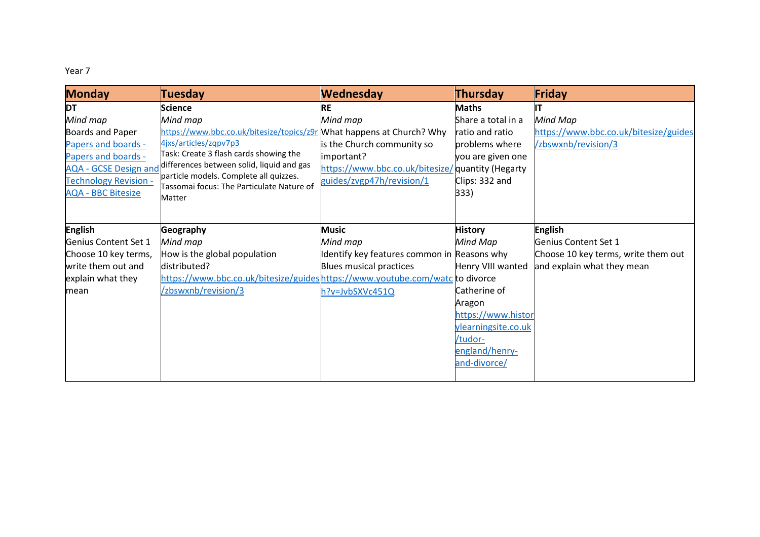Year 7

| Monday | Tuesday | Wednesday | Thursday | Friday |
| --- | --- | --- | --- | --- |
| **DT**<br>*Mind map*<br>Boards and Paper<br>Papers and boards - Papers and boards - AQA - GCSE Design and Technology Revision - AQA - BBC Bitesize | **Science**<br>*Mind map*<br>https://www.bbc.co.uk/bitesize/topics/z9r4jxs/articles/zqpv7p3<br>Task: Create 3 flash cards showing the differences between solid, liquid and gas particle models. Complete all quizzes. Tassomai focus: The Particulate Nature of Matter | **RE**<br>*Mind map*<br>What happens at Church? Why is the Church community so important?<br>https://www.bbc.co.uk/bitesize/guides/zvgp47h/revision/1 | **Maths**<br>Share a total in a ratio and ratio problems where you are given one quantity (Hegarty Clips: 332 and 333) | **IT**<br>*Mind Map*<br>https://www.bbc.co.uk/bitesize/guides/zbswxnb/revision/3 |
| **English**<br>Genius Content Set 1<br>Choose 10 key terms, write them out and explain what they mean | **Geography**<br>*Mind map*<br>How is the global population distributed?<br>https://www.bbc.co.uk/bitesize/guides/zbswxnb/revision/3 | **Music**<br>*Mind map*<br>Identify key features common in Blues musical practices<br>https://www.youtube.com/watch?v=JvbSXVc451Q | **History**<br>*Mind Map*<br>Reasons why Henry VIII wanted to divorce Catherine of Aragon<br>https://www.historylearningsite.co.uk/tudor-england/henry-and-divorce/ | **English**<br>Genius Content Set 1<br>Choose 10 key terms, write them out and explain what they mean |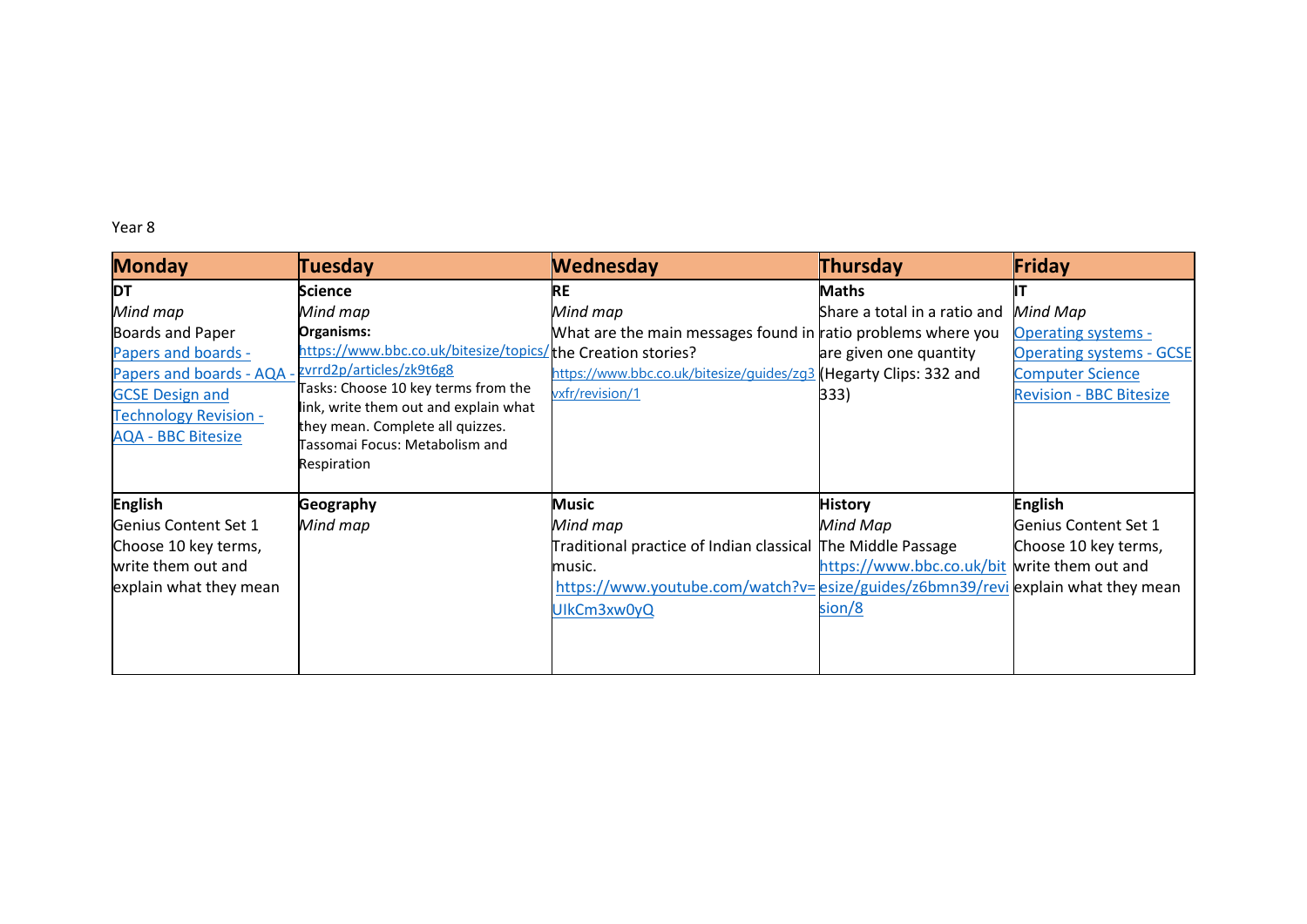Year 8

| Monday | Tuesday | Wednesday | Thursday | Friday |
|---|---|---|---|---|
| **DT**<br>*Mind map*<br>Boards and Paper<br>Papers and boards - Papers and boards - AQA - GCSE Design and Technology Revision - AQA - BBC Bitesize | **Science**<br>*Mind map*<br>**Organisms:**<br>https://www.bbc.co.uk/bitesize/topics/zvrrd2p/articles/zk9t6g8<br>Tasks: Choose 10 key terms from the link, write them out and explain what they mean. Complete all quizzes.<br>Tassomai Focus: Metabolism and Respiration | **RE**<br>*Mind map*<br>What are the main messages found in the Creation stories?<br>https://www.bbc.co.uk/bitesize/guides/zg3vxfr/revision/1 | **Maths**<br>Share a total in a ratio and ratio problems where you are given one quantity (Hegarty Clips: 332 and 333) | **IT**<br>*Mind Map*<br>Operating systems - Operating systems - GCSE Computer Science Revision - BBC Bitesize |
| **English**<br>Genius Content Set 1<br>Choose 10 key terms, write them out and explain what they mean | **Geography**<br>*Mind map* | **Music**<br>*Mind map*<br>Traditional practice of Indian classical music.<br>https://www.youtube.com/watch?v=UIkCm3xw0yQ | **History**<br>*Mind Map*<br>The Middle Passage<br>https://www.bbc.co.uk/bitesize/guides/z6bmn39/revision/8 | **English**<br>Genius Content Set 1<br>Choose 10 key terms, write them out and explain what they mean |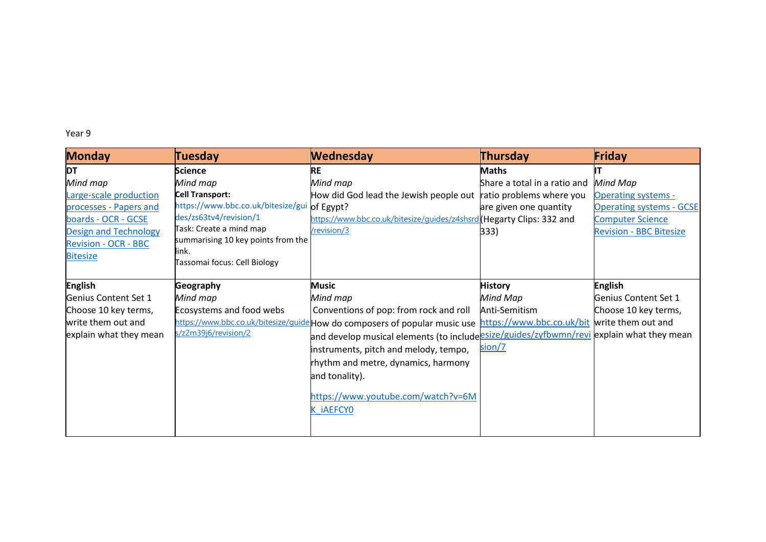Year 9

| Monday | Tuesday | Wednesday | Thursday | Friday |
|---|---|---|---|---|
| **DT**<br>*Mind map*<br>Large-scale production processes - Papers and boards - OCR - GCSE Design and Technology Revision - OCR - BBC Bitesize | **Science**<br>*Mind map*<br>**Cell Transport:**<br>https://www.bbc.co.uk/bitesize/guides/zs63tv4/revision/1<br>Task: Create a mind map summarising 10 key points from the link.<br>Tassomai focus: Cell Biology | **RE**<br>*Mind map*<br>How did God lead the Jewish people out of Egypt?<br>https://www.bbc.co.uk/bitesize/guides/z4shsrd/revision/3 | **Maths**<br>Share a total in a ratio and ratio problems where you are given one quantity (Hegarty Clips: 332 and 333) | **IT**<br>*Mind Map*<br>Operating systems - Operating systems - GCSE Computer Science Revision - BBC Bitesize |
| **English**<br>Genius Content Set 1<br>Choose 10 key terms, write them out and explain what they mean | **Geography**<br>*Mind map*<br>Ecosystems and food webs<br>https://www.bbc.co.uk/bitesize/guides/z2m39j6/revision/2 | **Music**<br>*Mind map*<br>Conventions of pop: from rock and roll<br>How do composers of popular music use and develop musical elements (to include instruments, pitch and melody, tempo, rhythm and metre, dynamics, harmony and tonality).<br>https://www.youtube.com/watch?v=6MK_iAEFCY0 | **History**<br>*Mind Map*<br>Anti-Semitism<br>https://www.bbc.co.uk/bitesize/guides/zyfbwmn/revision/7 | **English**<br>Genius Content Set 1<br>Choose 10 key terms, write them out and explain what they mean |